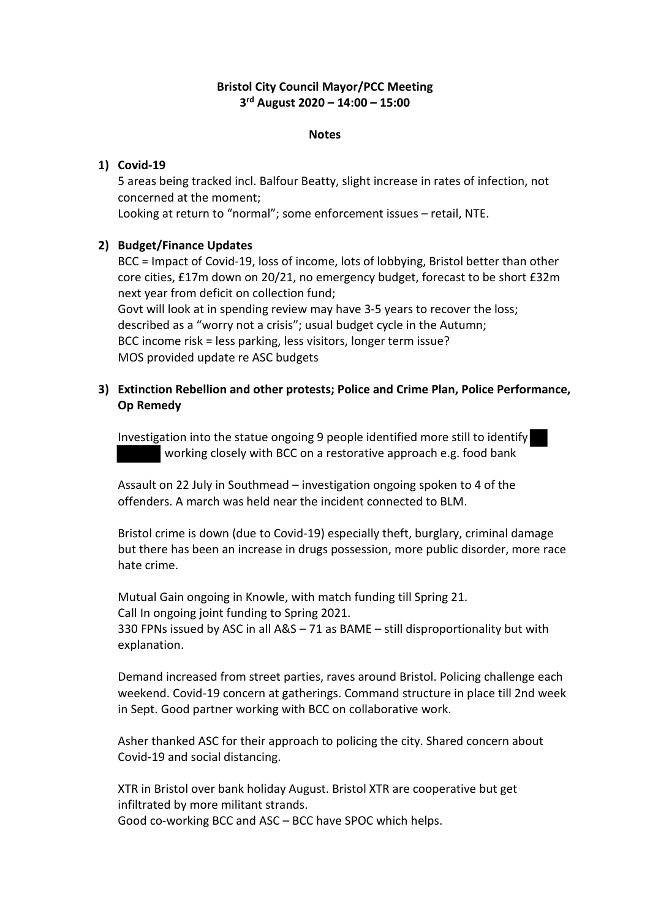**Bristol City Council Mayor/PCC Meeting**
**3rd August 2020 – 14:00 – 15:00**

**Notes**

1) **Covid-19**

   5 areas being tracked incl. Balfour Beatty, slight increase in rates of infection, not concerned at the moment;
   Looking at return to "normal"; some enforcement issues – retail, NTE.

2) **Budget/Finance Updates**

   BCC = Impact of Covid-19, loss of income, lots of lobbying, Bristol better than other core cities, £17m down on 20/21, no emergency budget, forecast to be short £32m next year from deficit on collection fund;
   Govt will look at in spending review may have 3-5 years to recover the loss; described as a "worry not a crisis"; usual budget cycle in the Autumn;
   BCC income risk = less parking, less visitors, longer term issue?
   MOS provided update re ASC budgets

3) **Extinction Rebellion and other protests; Police and Crime Plan, Police Performance, Op Remedy**

   Investigation into the statue ongoing 9 people identified more still to identify [REDACTED] working closely with BCC on a restorative approach e.g. food bank

   Assault on 22 July in Southmead – investigation ongoing spoken to 4 of the offenders. A march was held near the incident connected to BLM.

   Bristol crime is down (due to Covid-19) especially theft, burglary, criminal damage but there has been an increase in drugs possession, more public disorder, more race hate crime.

   Mutual Gain ongoing in Knowle, with match funding till Spring 21.
   Call In ongoing joint funding to Spring 2021.
   330 FPNs issued by ASC in all A&S – 71 as BAME – still disproportionality but with explanation.

   Demand increased from street parties, raves around Bristol. Policing challenge each weekend. Covid-19 concern at gatherings. Command structure in place till 2nd week in Sept. Good partner working with BCC on collaborative work.

   Asher thanked ASC for their approach to policing the city. Shared concern about Covid-19 and social distancing.

   XTR in Bristol over bank holiday August. Bristol XTR are cooperative but get infiltrated by more militant strands.
   Good co-working BCC and ASC – BCC have SPOC which helps.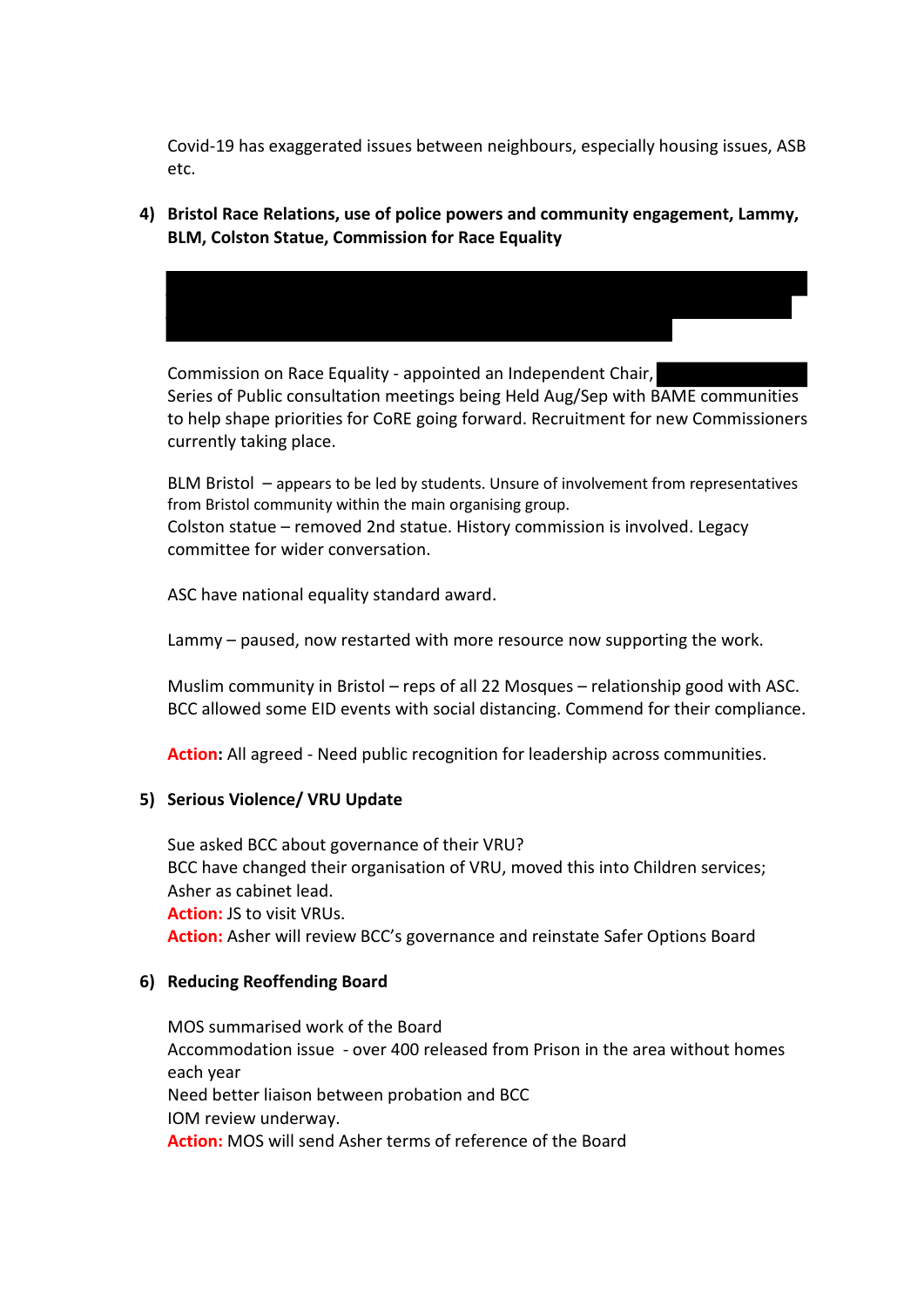Covid-19 has exaggerated issues between neighbours, especially housing issues, ASB etc.

4) **Bristol Race Relations, use of police powers and community engagement, Lammy, BLM, Colston Statue, Commission for Race Equality**

Commission on Race Equality - appointed an Independent Chair,
Series of Public consultation meetings being Held Aug/Sep with BAME communities to help shape priorities for CoRE going forward. Recruitment for new Commissioners currently taking place.

BLM Bristol – appears to be led by students. Unsure of involvement from representatives from Bristol community within the main organising group.
Colston statue – removed 2nd statue. History commission is involved. Legacy committee for wider conversation.

ASC have national equality standard award.

Lammy – paused, now restarted with more resource now supporting the work.

Muslim community in Bristol – reps of all 22 Mosques – relationship good with ASC. BCC allowed some EID events with social distancing. Commend for their compliance.

**Action:** All agreed - Need public recognition for leadership across communities.

5) **Serious Violence/ VRU Update**

Sue asked BCC about governance of their VRU?
BCC have changed their organisation of VRU, moved this into Children services; Asher as cabinet lead.
**Action:** JS to visit VRUs.
**Action:** Asher will review BCC's governance and reinstate Safer Options Board

6) **Reducing Reoffending Board**

MOS summarised work of the Board
Accommodation issue - over 400 released from Prison in the area without homes each year
Need better liaison between probation and BCC
IOM review underway.
**Action:** MOS will send Asher terms of reference of the Board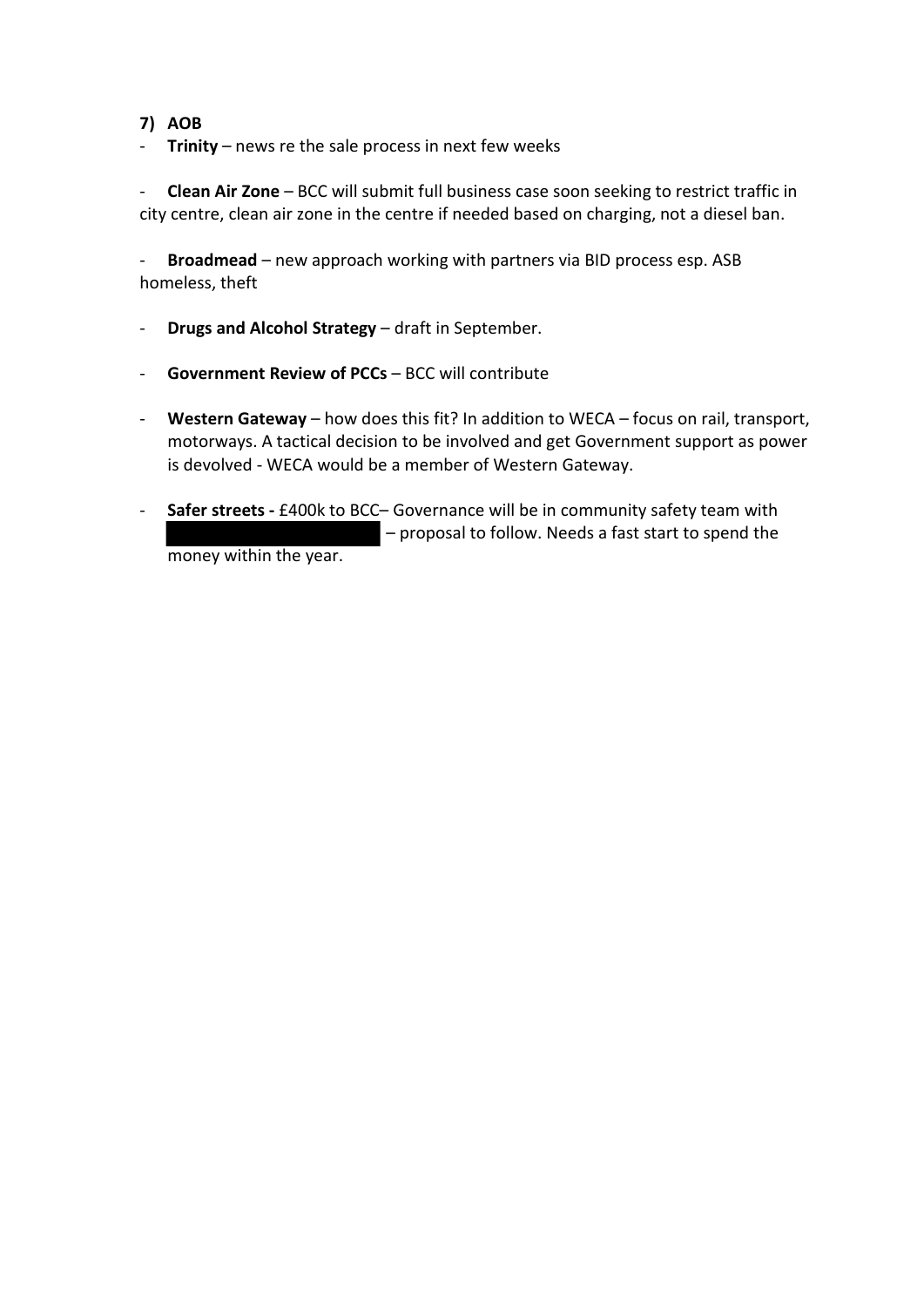**7) AOB**

- **Trinity** – news re the sale process in next few weeks

- **Clean Air Zone** – BCC will submit full business case soon seeking to restrict traffic in city centre, clean air zone in the centre if needed based on charging, not a diesel ban.

- **Broadmead** – new approach working with partners via BID process esp. ASB homeless, theft

- **Drugs and Alcohol Strategy** – draft in September.

- **Government Review of PCCs** – BCC will contribute

- **Western Gateway** – how does this fit? In addition to WECA – focus on rail, transport, motorways. A tactical decision to be involved and get Government support as power is devolved - WECA would be a member of Western Gateway.

- **Safer streets -** £400k to BCC– Governance will be in community safety team with [REDACTED] – proposal to follow. Needs a fast start to spend the money within the year.